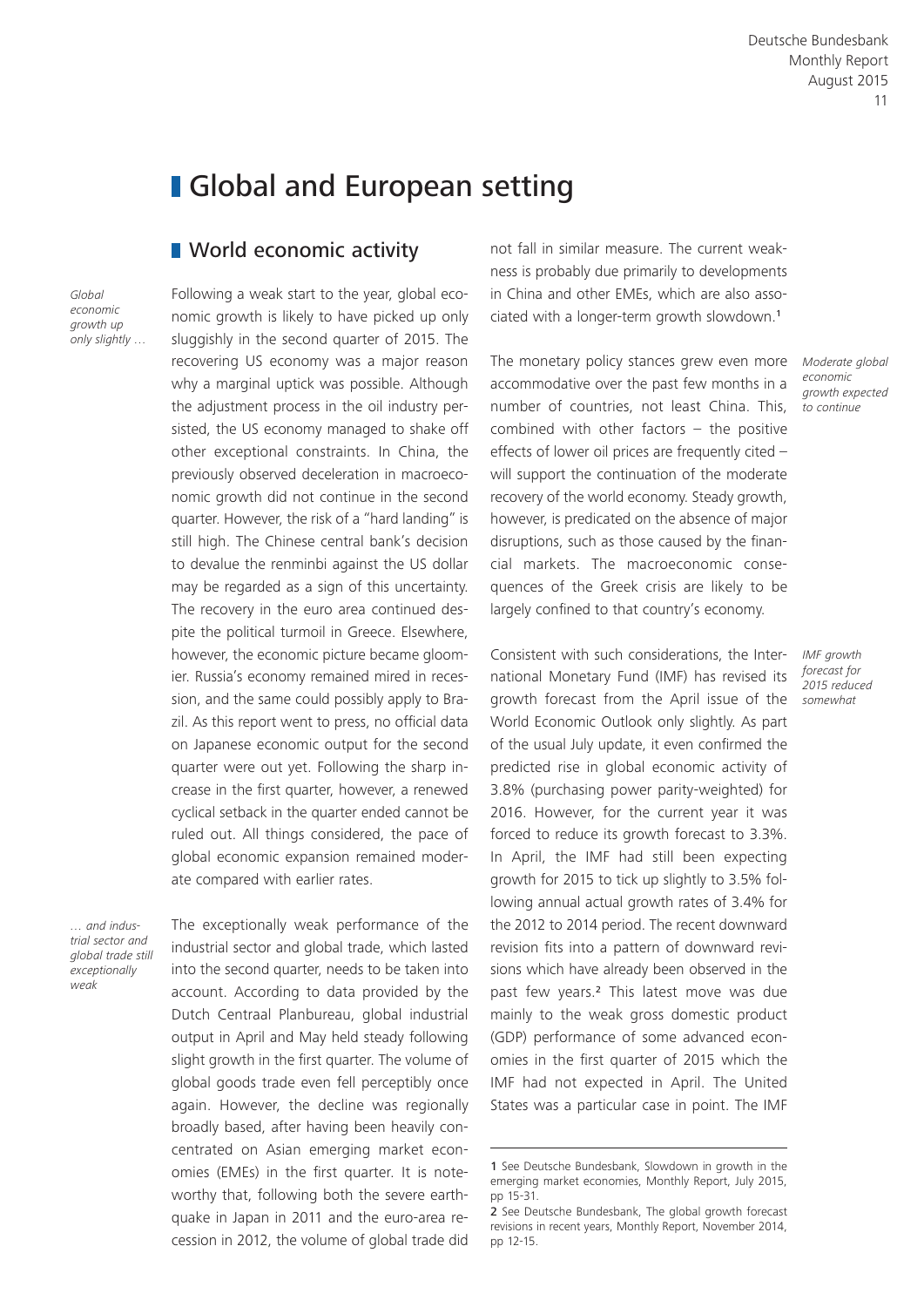# Global and European setting

## World economic activity

*Global economic growth up only slightly …*

Following a weak start to the year, global economic growth is likely to have picked up only sluggishly in the second quarter of 2015. The recovering US economy was a major reason why a marginal uptick was possible. Although the adjustment process in the oil industry persisted, the US economy managed to shake off other exceptional constraints. In China, the previously observed deceleration in macroeconomic growth did not continue in the second quarter. However, the risk of a "hard landing" is still high. The Chinese central bank's decision to devalue the renminbi against the US dollar may be regarded as a sign of this uncertainty. The recovery in the euro area continued despite the political turmoil in Greece. Elsewhere, however, the economic picture became gloomier. Russia's economy remained mired in recession, and the same could possibly apply to Brazil. As this report went to press, no official data on Japanese economic output for the second quarter were out yet. Following the sharp increase in the first quarter, however, a renewed cyclical setback in the quarter ended cannot be ruled out. All things considered, the pace of global economic expansion remained moderate compared with earlier rates.

*… and industrial sector and global trade still exceptionally weak*

The exceptionally weak performance of the industrial sector and global trade, which lasted into the second quarter, needs to be taken into account. According to data provided by the Dutch Centraal Planbureau, global industrial output in April and May held steady following slight growth in the first quarter. The volume of global goods trade even fell perceptibly once again. However, the decline was regionally broadly based, after having been heavily concentrated on Asian emerging market economies (EMEs) in the first quarter. It is noteworthy that, following both the severe earthquake in Japan in 2011 and the euro-area recession in 2012, the volume of global trade did not fall in similar measure. The current weakness is probably due primarily to developments in China and other EMEs, which are also associated with a longer-term growth slowdown.[1]

*Moderate global economic growth expected to continue*

The monetary policy stances grew even more accommodative over the past few months in a number of countries, not least China. This, combined with other factors – the positive effects of lower oil prices are frequently cited – will support the continuation of the moderate recovery of the world economy. Steady growth, however, is predicated on the absence of major disruptions, such as those caused by the financial markets. The macroeconomic consequences of the Greek crisis are likely to be largely confined to that country's economy.

*IMF growth forecast for 2015 reduced somewhat*

Consistent with such considerations, the International Monetary Fund (IMF) has revised its growth forecast from the April issue of the World Economic Outlook only slightly. As part of the usual July update, it even confirmed the predicted rise in global economic activity of 3.8% (purchasing power parity-weighted) for 2016. However, for the current year it was forced to reduce its growth forecast to 3.3%. In April, the IMF had still been expecting growth for 2015 to tick up slightly to 3.5% following annual actual growth rates of 3.4% for the 2012 to 2014 period. The recent downward revision fits into a pattern of downward revisions which have already been observed in the past few years.[2] This latest move was due mainly to the weak gross domestic product (GDP) performance of some advanced economies in the first quarter of 2015 which the IMF had not expected in April. The United States was a particular case in point. The IMF

---

1 See Deutsche Bundesbank, Slowdown in growth in the emerging market economies, Monthly Report, July 2015, pp 15-31.

2 See Deutsche Bundesbank, The global growth forecast revisions in recent years, Monthly Report, November 2014, pp 12-15.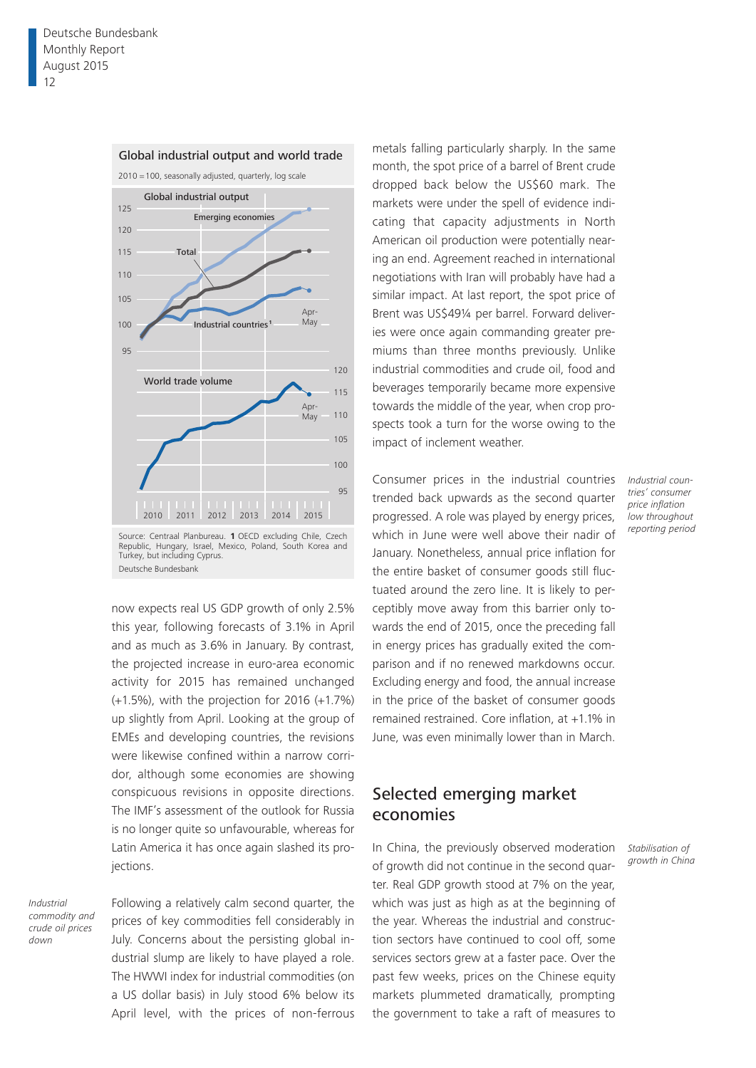**Global industrial output and world trade**

2010 = 100, seasonally adjusted, quarterly, log scale

Source: Centraal Planbureau. 1 OECD excluding Chile, Czech Republic, Hungary, Israel, Mexico, Poland, South Korea and Turkey, but including Cyprus.

Deutsche Bundesbank

now expects real US GDP growth of only 2.5% this year, following forecasts of 3.1% in April and as much as 3.6% in January. By contrast, the projected increase in euro-area economic activity for 2015 has remained unchanged (+1.5%), with the projection for 2016 (+1.7%) up slightly from April. Looking at the group of EMEs and developing countries, the revisions were likewise confined within a narrow corridor, although some economies are showing conspicuous revisions in opposite directions. The IMF's assessment of the outlook for Russia is no longer quite so unfavourable, whereas for Latin America it has once again slashed its projections.

*Industrial commodity and crude oil prices down*

Following a relatively calm second quarter, the prices of key commodities fell considerably in July. Concerns about the persisting global industrial slump are likely to have played a role. The HWWI index for industrial commodities (on a US dollar basis) in July stood 6% below its April level, with the prices of non-ferrous metals falling particularly sharply. In the same month, the spot price of a barrel of Brent crude dropped back below the US$60 mark. The markets were under the spell of evidence indicating that capacity adjustments in North American oil production were potentially nearing an end. Agreement reached in international negotiations with Iran will probably have had a similar impact. At last report, the spot price of Brent was US$49¼ per barrel. Forward deliveries were once again commanding greater premiums than three months previously. Unlike industrial commodities and crude oil, food and beverages temporarily became more expensive towards the middle of the year, when crop prospects took a turn for the worse owing to the impact of inclement weather.

*Industrial countries' consumer price inflation low throughout reporting period*

Consumer prices in the industrial countries trended back upwards as the second quarter progressed. A role was played by energy prices, which in June were well above their nadir of January. Nonetheless, annual price inflation for the entire basket of consumer goods still fluctuated around the zero line. It is likely to perceptibly move away from this barrier only towards the end of 2015, once the preceding fall in energy prices has gradually exited the comparison and if no renewed markdowns occur. Excluding energy and food, the annual increase in the price of the basket of consumer goods remained restrained. Core inflation, at +1.1% in June, was even minimally lower than in March.

## Selected emerging market economies

*Stabilisation of growth in China*

In China, the previously observed moderation of growth did not continue in the second quarter. Real GDP growth stood at 7% on the year, which was just as high as at the beginning of the year. Whereas the industrial and construction sectors have continued to cool off, some services sectors grew at a faster pace. Over the past few weeks, prices on the Chinese equity markets plummeted dramatically, prompting the government to take a raft of measures to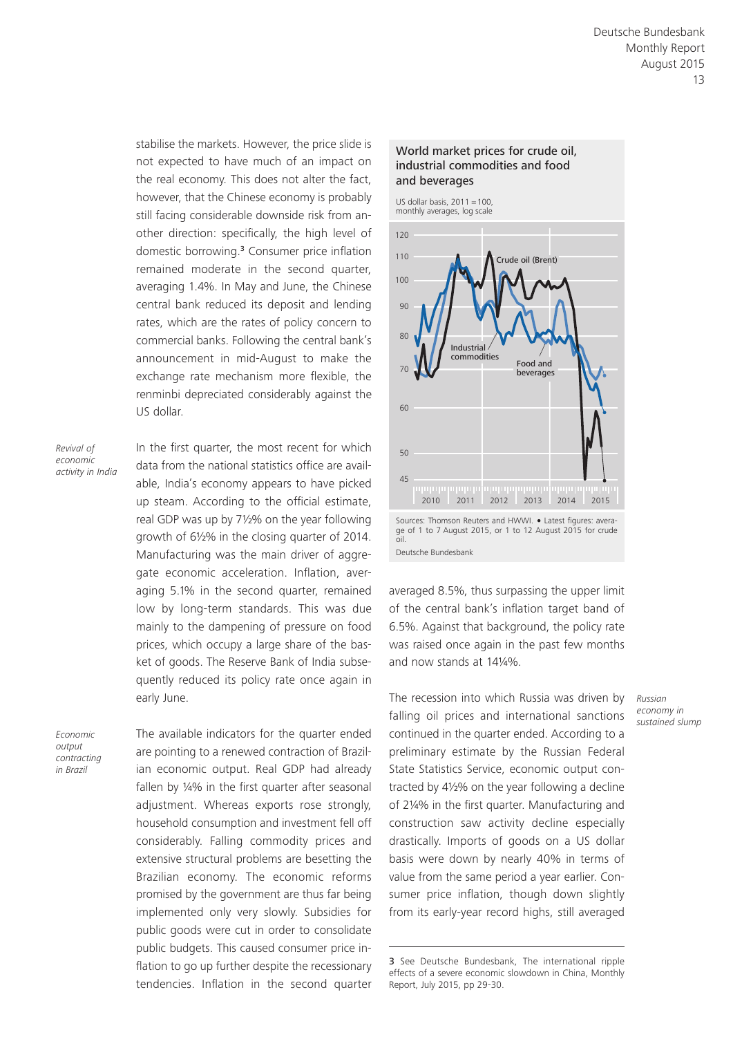stabilise the markets. However, the price slide is not expected to have much of an impact on the real economy. This does not alter the fact, however, that the Chinese economy is probably still facing considerable downside risk from another direction: specifically, the high level of domestic borrowing.[3] Consumer price inflation remained moderate in the second quarter, averaging 1.4%. In May and June, the Chinese central bank reduced its deposit and lending rates, which are the rates of policy concern to commercial banks. Following the central bank's announcement in mid-August to make the exchange rate mechanism more flexible, the renminbi depreciated considerably against the US dollar.

*Revival of economic activity in India*

In the first quarter, the most recent for which data from the national statistics office are available, India's economy appears to have picked up steam. According to the official estimate, real GDP was up by 7½% on the year following growth of 6½% in the closing quarter of 2014. Manufacturing was the main driver of aggregate economic acceleration. Inflation, averaging 5.1% in the second quarter, remained low by long-term standards. This was due mainly to the dampening of pressure on food prices, which occupy a large share of the basket of goods. The Reserve Bank of India subsequently reduced its policy rate once again in early June.

*Economic output contracting in Brazil*

The available indicators for the quarter ended are pointing to a renewed contraction of Brazilian economic output. Real GDP had already fallen by ¼% in the first quarter after seasonal adjustment. Whereas exports rose strongly, household consumption and investment fell off considerably. Falling commodity prices and extensive structural problems are besetting the Brazilian economy. The economic reforms promised by the government are thus far being implemented only very slowly. Subsidies for public goods were cut in order to consolidate public budgets. This caused consumer price inflation to go up further despite the recessionary tendencies. Inflation in the second quarter averaged 8.5%, thus surpassing the upper limit of the central bank's inflation target band of 6.5%. Against that background, the policy rate was raised once again in the past few months and now stands at 14¼%.

**World market prices for crude oil, industrial commodities and food and beverages**

US dollar basis, 2011 = 100, monthly averages, log scale

Sources: Thomson Reuters and HWWI. • Latest figures: average of 1 to 7 August 2015, or 1 to 12 August 2015 for crude oil.

Deutsche Bundesbank

*Russian economy in sustained slump*

The recession into which Russia was driven by falling oil prices and international sanctions continued in the quarter ended. According to a preliminary estimate by the Russian Federal State Statistics Service, economic output contracted by 4½% on the year following a decline of 2¼% in the first quarter. Manufacturing and construction saw activity decline especially drastically. Imports of goods on a US dollar basis were down by nearly 40% in terms of value from the same period a year earlier. Consumer price inflation, though down slightly from its early-year record highs, still averaged

---

[3] See Deutsche Bundesbank, The international ripple effects of a severe economic slowdown in China, Monthly Report, July 2015, pp 29-30.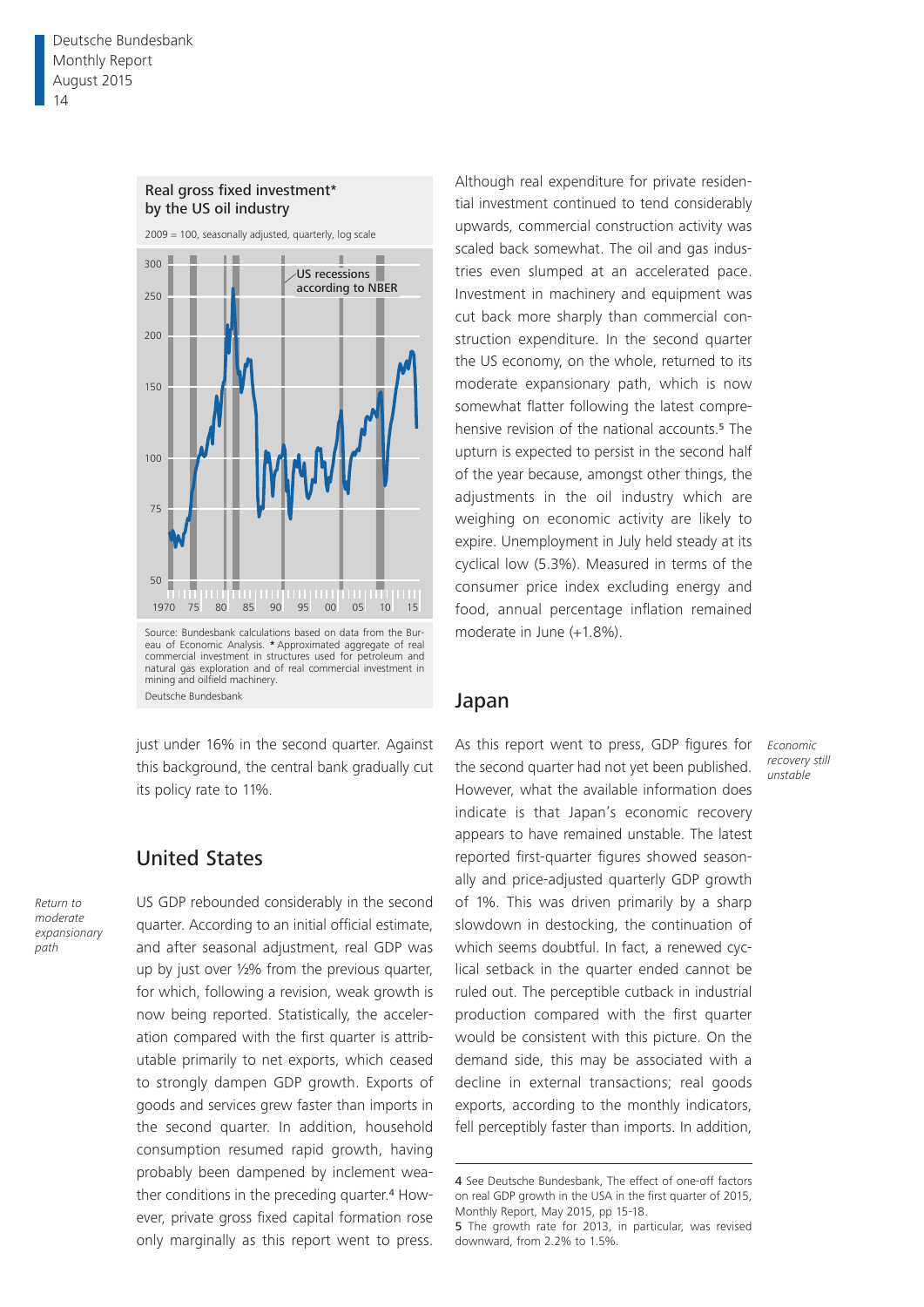**Real gross fixed investment* by the US oil industry**

2009 = 100, seasonally adjusted, quarterly, log scale

Source: Bundesbank calculations based on data from the Bureau of Economic Analysis. * Approximated aggregate of real commercial investment in structures used for petroleum and natural gas exploration and of real commercial investment in mining and oilfield machinery.

Deutsche Bundesbank

just under 16% in the second quarter. Against this background, the central bank gradually cut its policy rate to 11%.

## United States

*Return to moderate expansionary path*

US GDP rebounded considerably in the second quarter. According to an initial official estimate, and after seasonal adjustment, real GDP was up by just over ½% from the previous quarter, for which, following a revision, weak growth is now being reported. Statistically, the acceleration compared with the first quarter is attributable primarily to net exports, which ceased to strongly dampen GDP growth. Exports of goods and services grew faster than imports in the second quarter. In addition, household consumption resumed rapid growth, having probably been dampened by inclement weather conditions in the preceding quarter.[4] However, private gross fixed capital formation rose only marginally as this report went to press. Although real expenditure for private residential investment continued to tend considerably upwards, commercial construction activity was scaled back somewhat. The oil and gas industries even slumped at an accelerated pace. Investment in machinery and equipment was cut back more sharply than commercial construction expenditure. In the second quarter the US economy, on the whole, returned to its moderate expansionary path, which is now somewhat flatter following the latest comprehensive revision of the national accounts.[5] The upturn is expected to persist in the second half of the year because, amongst other things, the adjustments in the oil industry which are weighing on economic activity are likely to expire. Unemployment in July held steady at its cyclical low (5.3%). Measured in terms of the consumer price index excluding energy and food, annual percentage inflation remained moderate in June (+1.8%).

## Japan

*Economic recovery still unstable*

As this report went to press, GDP figures for the second quarter had not yet been published. However, what the available information does indicate is that Japan's economic recovery appears to have remained unstable. The latest reported first-quarter figures showed seasonally and price-adjusted quarterly GDP growth of 1%. This was driven primarily by a sharp slowdown in destocking, the continuation of which seems doubtful. In fact, a renewed cyclical setback in the quarter ended cannot be ruled out. The perceptible cutback in industrial production compared with the first quarter would be consistent with this picture. On the demand side, this may be associated with a decline in external transactions; real goods exports, according to the monthly indicators, fell perceptibly faster than imports. In addition,

---

4 See Deutsche Bundesbank, The effect of one-off factors on real GDP growth in the USA in the first quarter of 2015, Monthly Report, May 2015, pp 15-18.

5 The growth rate for 2013, in particular, was revised downward, from 2.2% to 1.5%.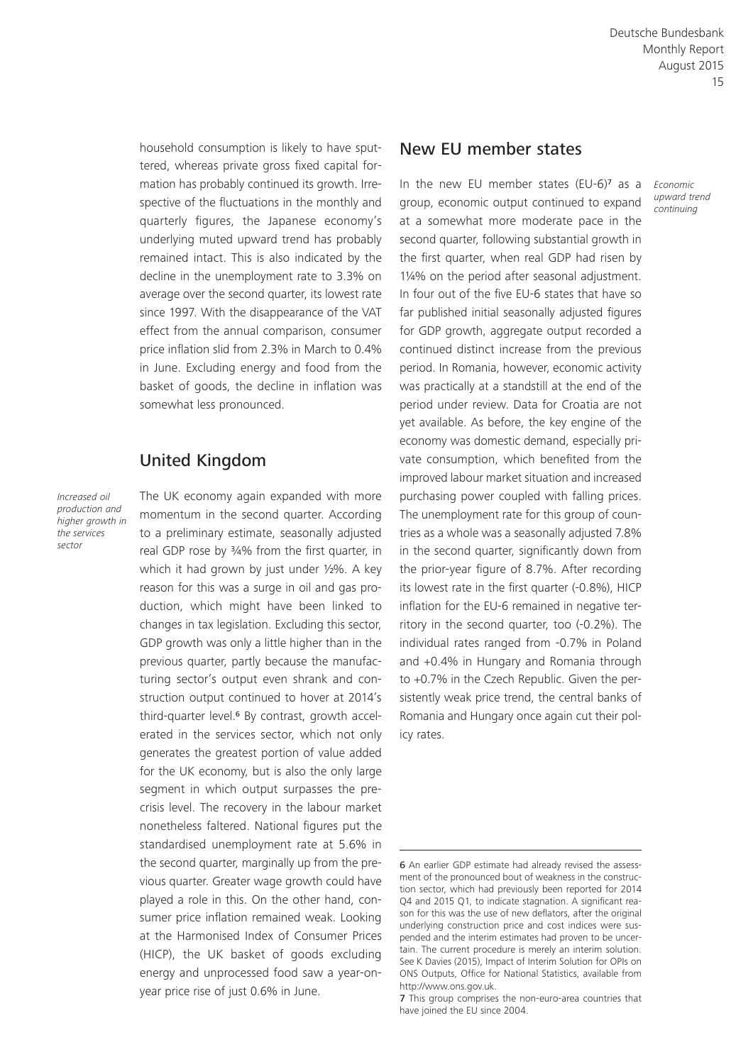household consumption is likely to have sputtered, whereas private gross fixed capital formation has probably continued its growth. Irrespective of the fluctuations in the monthly and quarterly figures, the Japanese economy's underlying muted upward trend has probably remained intact. This is also indicated by the decline in the unemployment rate to 3.3% on average over the second quarter, its lowest rate since 1997. With the disappearance of the VAT effect from the annual comparison, consumer price inflation slid from 2.3% in March to 0.4% in June. Excluding energy and food from the basket of goods, the decline in inflation was somewhat less pronounced.

## United Kingdom

*Increased oil production and higher growth in the services sector*

The UK economy again expanded with more momentum in the second quarter. According to a preliminary estimate, seasonally adjusted real GDP rose by ¾% from the first quarter, in which it had grown by just under ½%. A key reason for this was a surge in oil and gas production, which might have been linked to changes in tax legislation. Excluding this sector, GDP growth was only a little higher than in the previous quarter, partly because the manufacturing sector's output even shrank and construction output continued to hover at 2014's third-quarter level.[6] By contrast, growth accelerated in the services sector, which not only generates the greatest portion of value added for the UK economy, but is also the only large segment in which output surpasses the pre-crisis level. The recovery in the labour market nonetheless faltered. National figures put the standardised unemployment rate at 5.6% in the second quarter, marginally up from the previous quarter. Greater wage growth could have played a role in this. On the other hand, consumer price inflation remained weak. Looking at the Harmonised Index of Consumer Prices (HICP), the UK basket of goods excluding energy and unprocessed food saw a year-on-year price rise of just 0.6% in June.

## New EU member states

*Economic upward trend continuing*

In the new EU member states (EU-6)[7] as a group, economic output continued to expand at a somewhat more moderate pace in the second quarter, following substantial growth in the first quarter, when real GDP had risen by 1¼% on the period after seasonal adjustment. In four out of the five EU-6 states that have so far published initial seasonally adjusted figures for GDP growth, aggregate output recorded a continued distinct increase from the previous period. In Romania, however, economic activity was practically at a standstill at the end of the period under review. Data for Croatia are not yet available. As before, the key engine of the economy was domestic demand, especially private consumption, which benefited from the improved labour market situation and increased purchasing power coupled with falling prices. The unemployment rate for this group of countries as a whole was a seasonally adjusted 7.8% in the second quarter, significantly down from the prior-year figure of 8.7%. After recording its lowest rate in the first quarter (-0.8%), HICP inflation for the EU-6 remained in negative territory in the second quarter, too (-0.2%). The individual rates ranged from -0.7% in Poland and +0.4% in Hungary and Romania through to +0.7% in the Czech Republic. Given the persistently weak price trend, the central banks of Romania and Hungary once again cut their policy rates.

---

6 An earlier GDP estimate had already revised the assessment of the pronounced bout of weakness in the construction sector, which had previously been reported for 2014 Q4 and 2015 Q1, to indicate stagnation. A significant reason for this was the use of new deflators, after the original underlying construction price and cost indices were suspended and the interim estimates had proven to be uncertain. The current procedure is merely an interim solution. See K Davies (2015), Impact of Interim Solution for OPIs on ONS Outputs, Office for National Statistics, available from http://www.ons.gov.uk.

7 This group comprises the non-euro-area countries that have joined the EU since 2004.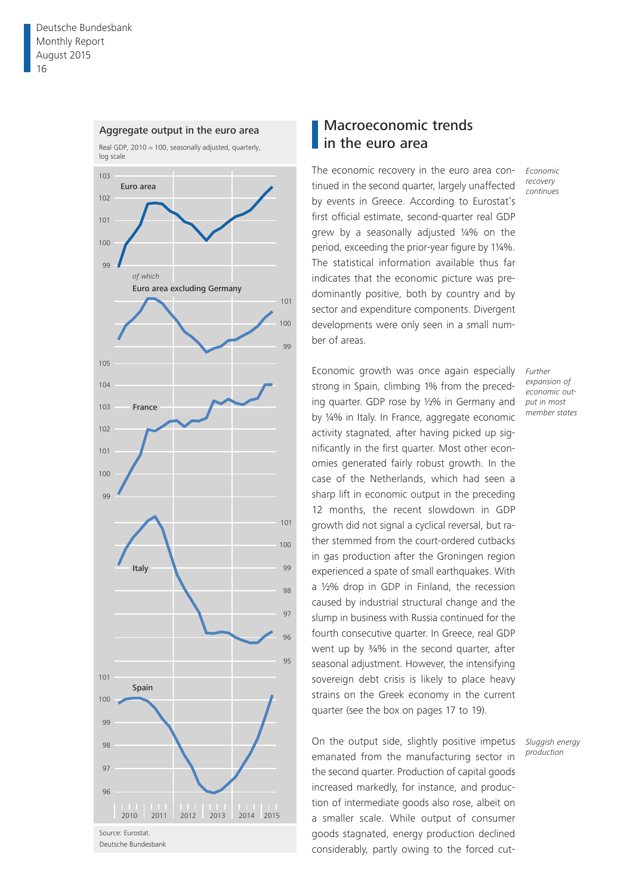Aggregate output in the euro area

Real GDP, 2010 = 100, seasonally adjusted, quarterly, log scale

Source: Eurostat.
Deutsche Bundesbank

## Macroeconomic trends in the euro area

*Economic recovery continues*

The economic recovery in the euro area continued in the second quarter, largely unaffected by events in Greece. According to Eurostat's first official estimate, second-quarter real GDP grew by a seasonally adjusted ¼% on the period, exceeding the prior-year figure by 1¼%. The statistical information available thus far indicates that the economic picture was predominantly positive, both by country and by sector and expenditure components. Divergent developments were only seen in a small number of areas.

*Further expansion of economic output in most member states*

Economic growth was once again especially strong in Spain, climbing 1% from the preceding quarter. GDP rose by ½% in Germany and by ¼% in Italy. In France, aggregate economic activity stagnated, after having picked up significantly in the first quarter. Most other economies generated fairly robust growth. In the case of the Netherlands, which had seen a sharp lift in economic output in the preceding 12 months, the recent slowdown in GDP growth did not signal a cyclical reversal, but rather stemmed from the court-ordered cutbacks in gas production after the Groningen region experienced a spate of small earthquakes. With a ½% drop in GDP in Finland, the recession caused by industrial structural change and the slump in business with Russia continued for the fourth consecutive quarter. In Greece, real GDP went up by ¾% in the second quarter, after seasonal adjustment. However, the intensifying sovereign debt crisis is likely to place heavy strains on the Greek economy in the current quarter (see the box on pages 17 to 19).

*Sluggish energy production*

On the output side, slightly positive impetus emanated from the manufacturing sector in the second quarter. Production of capital goods increased markedly, for instance, and production of intermediate goods also rose, albeit on a smaller scale. While output of consumer goods stagnated, energy production declined considerably, partly owing to the forced cut-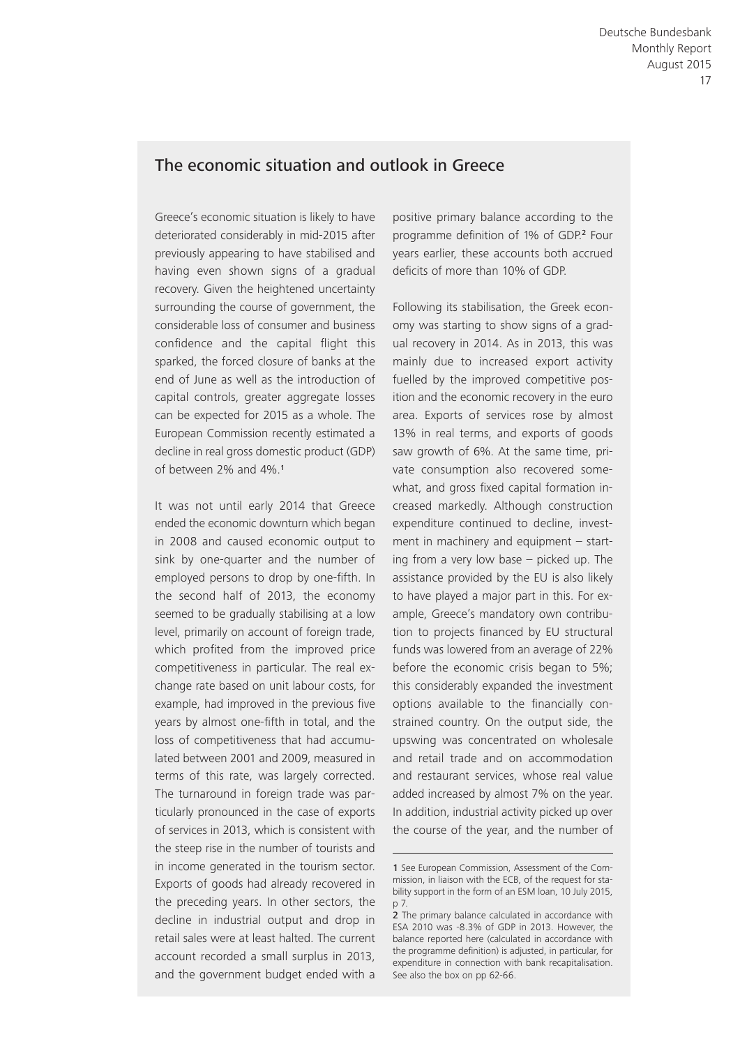## The economic situation and outlook in Greece

Greece's economic situation is likely to have deteriorated considerably in mid-2015 after previously appearing to have stabilised and having even shown signs of a gradual recovery. Given the heightened uncertainty surrounding the course of government, the considerable loss of consumer and business confidence and the capital flight this sparked, the forced closure of banks at the end of June as well as the introduction of capital controls, greater aggregate losses can be expected for 2015 as a whole. The European Commission recently estimated a decline in real gross domestic product (GDP) of between 2% and 4%.[1]

It was not until early 2014 that Greece ended the economic downturn which began in 2008 and caused economic output to sink by one-quarter and the number of employed persons to drop by one-fifth. In the second half of 2013, the economy seemed to be gradually stabilising at a low level, primarily on account of foreign trade, which profited from the improved price competitiveness in particular. The real exchange rate based on unit labour costs, for example, had improved in the previous five years by almost one-fifth in total, and the loss of competitiveness that had accumulated between 2001 and 2009, measured in terms of this rate, was largely corrected. The turnaround in foreign trade was particularly pronounced in the case of exports of services in 2013, which is consistent with the steep rise in the number of tourists and in income generated in the tourism sector. Exports of goods had already recovered in the preceding years. In other sectors, the decline in industrial output and drop in retail sales were at least halted. The current account recorded a small surplus in 2013, and the government budget ended with a positive primary balance according to the programme definition of 1% of GDP.[2] Four years earlier, these accounts both accrued deficits of more than 10% of GDP.

Following its stabilisation, the Greek economy was starting to show signs of a gradual recovery in 2014. As in 2013, this was mainly due to increased export activity fuelled by the improved competitive position and the economic recovery in the euro area. Exports of services rose by almost 13% in real terms, and exports of goods saw growth of 6%. At the same time, private consumption also recovered somewhat, and gross fixed capital formation increased markedly. Although construction expenditure continued to decline, investment in machinery and equipment – starting from a very low base – picked up. The assistance provided by the EU is also likely to have played a major part in this. For example, Greece's mandatory own contribution to projects financed by EU structural funds was lowered from an average of 22% before the economic crisis began to 5%; this considerably expanded the investment options available to the financially constrained country. On the output side, the upswing was concentrated on wholesale and retail trade and on accommodation and restaurant services, whose real value added increased by almost 7% on the year. In addition, industrial activity picked up over the course of the year, and the number of

---

1 See European Commission, Assessment of the Commission, in liaison with the ECB, of the request for stability support in the form of an ESM loan, 10 July 2015, p 7.

2 The primary balance calculated in accordance with ESA 2010 was -8.3% of GDP in 2013. However, the balance reported here (calculated in accordance with the programme definition) is adjusted, in particular, for expenditure in connection with bank recapitalisation. See also the box on pp 62-66.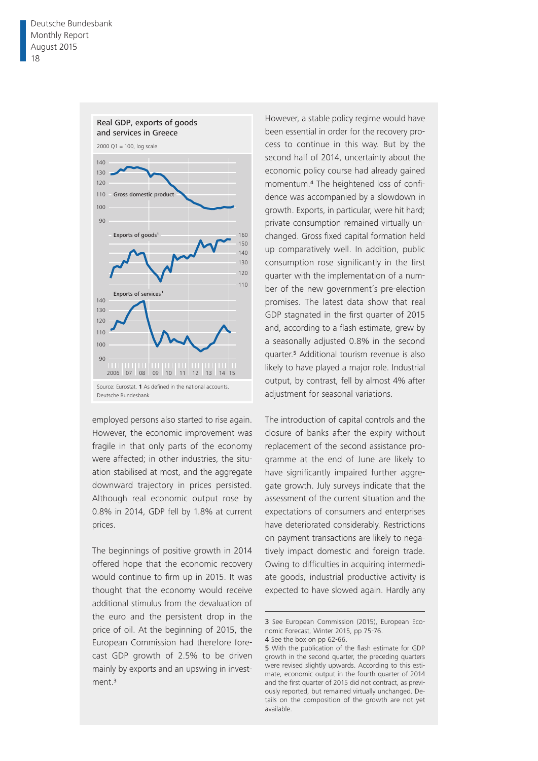Real GDP, exports of goods and services in Greece

2000 Q1 = 100, log scale

Source: Eurostat. **1** As defined in the national accounts.
Deutsche Bundesbank

employed persons also started to rise again. However, the economic improvement was fragile in that only parts of the economy were affected; in other industries, the situation stabilised at most, and the aggregate downward trajectory in prices persisted. Although real economic output rose by 0.8% in 2014, GDP fell by 1.8% at current prices.

The beginnings of positive growth in 2014 offered hope that the economic recovery would continue to firm up in 2015. It was thought that the economy would receive additional stimulus from the devaluation of the euro and the persistent drop in the price of oil. At the beginning of 2015, the European Commission had therefore forecast GDP growth of 2.5% to be driven mainly by exports and an upswing in investment.[3]

However, a stable policy regime would have been essential in order for the recovery process to continue in this way. But by the second half of 2014, uncertainty about the economic policy course had already gained momentum.[4] The heightened loss of confidence was accompanied by a slowdown in growth. Exports, in particular, were hit hard; private consumption remained virtually unchanged. Gross fixed capital formation held up comparatively well. In addition, public consumption rose significantly in the first quarter with the implementation of a number of the new government's pre-election promises. The latest data show that real GDP stagnated in the first quarter of 2015 and, according to a flash estimate, grew by a seasonally adjusted 0.8% in the second quarter.[5] Additional tourism revenue is also likely to have played a major role. Industrial output, by contrast, fell by almost 4% after adjustment for seasonal variations.

The introduction of capital controls and the closure of banks after the expiry without replacement of the second assistance programme at the end of June are likely to have significantly impaired further aggregate growth. July surveys indicate that the assessment of the current situation and the expectations of consumers and enterprises have deteriorated considerably. Restrictions on payment transactions are likely to negatively impact domestic and foreign trade. Owing to difficulties in acquiring intermediate goods, industrial productive activity is expected to have slowed again. Hardly any

---

**3** See European Commission (2015), European Economic Forecast, Winter 2015, pp 75-76.

**4** See the box on pp 62-66.

**5** With the publication of the flash estimate for GDP growth in the second quarter, the preceding quarters were revised slightly upwards. According to this estimate, economic output in the fourth quarter of 2014 and the first quarter of 2015 did not contract, as previously reported, but remained virtually unchanged. Details on the composition of the growth are not yet available.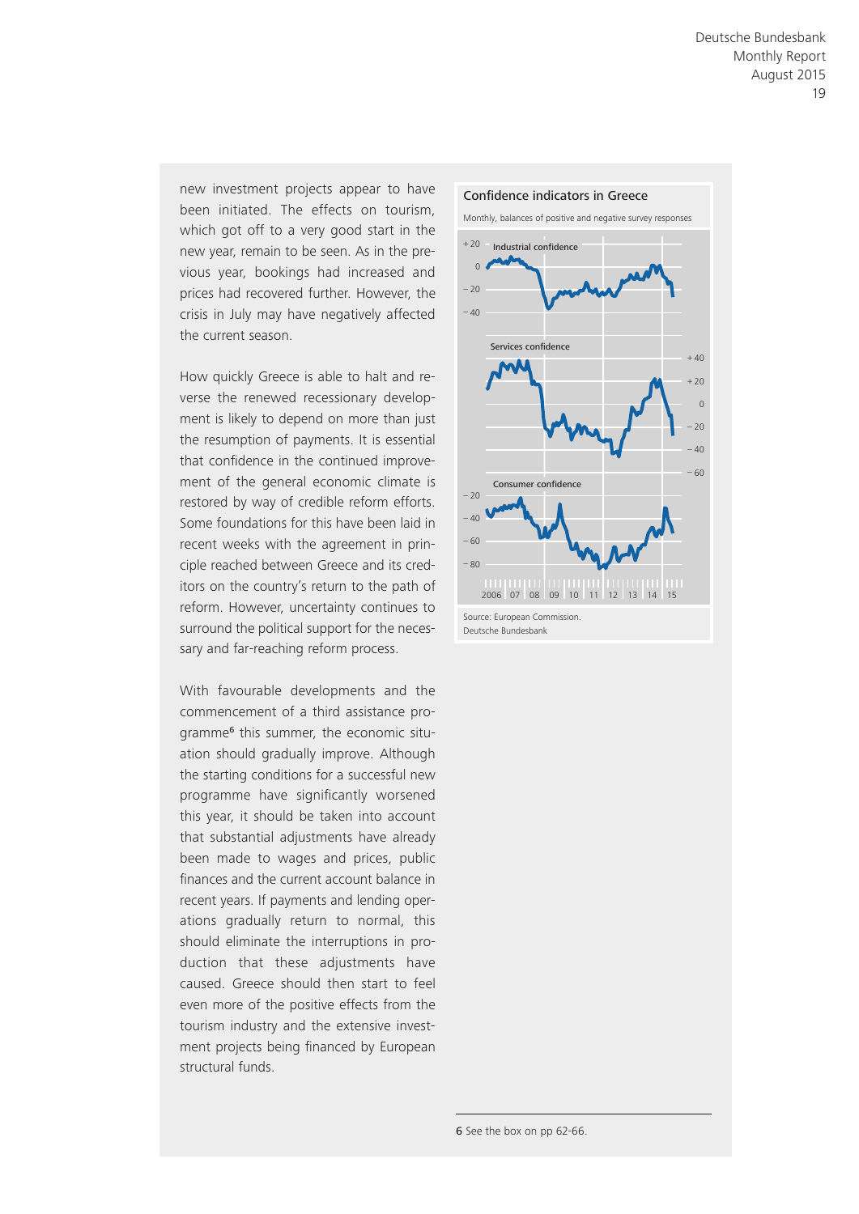new investment projects appear to have been initiated. The effects on tourism, which got off to a very good start in the new year, remain to be seen. As in the previous year, bookings had increased and prices had recovered further. However, the crisis in July may have negatively affected the current season.

How quickly Greece is able to halt and reverse the renewed recessionary development is likely to depend on more than just the resumption of payments. It is essential that confidence in the continued improvement of the general economic climate is restored by way of credible reform efforts. Some foundations for this have been laid in recent weeks with the agreement in principle reached between Greece and its creditors on the country's return to the path of reform. However, uncertainty continues to surround the political support for the necessary and far-reaching reform process.

With favourable developments and the commencement of a third assistance programme[6] this summer, the economic situation should gradually improve. Although the starting conditions for a successful new programme have significantly worsened this year, it should be taken into account that substantial adjustments have already been made to wages and prices, public finances and the current account balance in recent years. If payments and lending operations gradually return to normal, this should eliminate the interruptions in production that these adjustments have caused. Greece should then start to feel even more of the positive effects from the tourism industry and the extensive investment projects being financed by European structural funds.

**Confidence indicators in Greece**

Monthly, balances of positive and negative survey responses

Source: European Commission.
Deutsche Bundesbank

6 See the box on pp 62-66.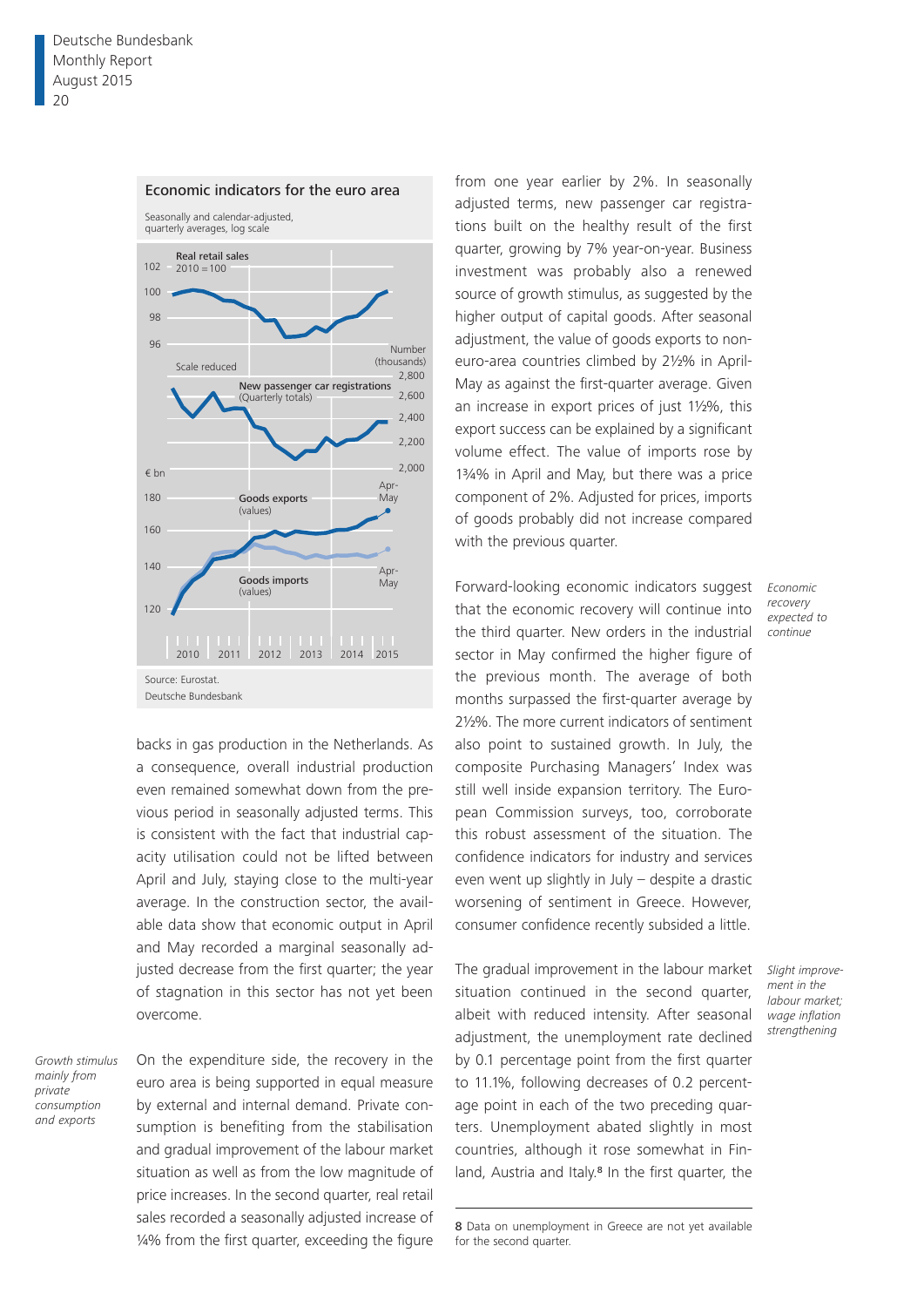**Economic indicators for the euro area**

Seasonally and calendar-adjusted, quarterly averages, log scale

Source: Eurostat.

Deutsche Bundesbank

backs in gas production in the Netherlands. As a consequence, overall industrial production even remained somewhat down from the previous period in seasonally adjusted terms. This is consistent with the fact that industrial capacity utilisation could not be lifted between April and July, staying close to the multi-year average. In the construction sector, the available data show that economic output in April and May recorded a marginal seasonally adjusted decrease from the first quarter; the year of stagnation in this sector has not yet been overcome.

*Growth stimulus mainly from private consumption and exports*

On the expenditure side, the recovery in the euro area is being supported in equal measure by external and internal demand. Private consumption is benefiting from the stabilisation and gradual improvement of the labour market situation as well as from the low magnitude of price increases. In the second quarter, real retail sales recorded a seasonally adjusted increase of ¼% from the first quarter, exceeding the figure from one year earlier by 2%. In seasonally adjusted terms, new passenger car registrations built on the healthy result of the first quarter, growing by 7% year-on-year. Business investment was probably also a renewed source of growth stimulus, as suggested by the higher output of capital goods. After seasonal adjustment, the value of goods exports to non-euro-area countries climbed by 2½% in April-May as against the first-quarter average. Given an increase in export prices of just 1½%, this export success can be explained by a significant volume effect. The value of imports rose by 1¾% in April and May, but there was a price component of 2%. Adjusted for prices, imports of goods probably did not increase compared with the previous quarter.

*Economic recovery expected to continue*

Forward-looking economic indicators suggest that the economic recovery will continue into the third quarter. New orders in the industrial sector in May confirmed the higher figure of the previous month. The average of both months surpassed the first-quarter average by 2½%. The more current indicators of sentiment also point to sustained growth. In July, the composite Purchasing Managers' Index was still well inside expansion territory. The European Commission surveys, too, corroborate this robust assessment of the situation. The confidence indicators for industry and services even went up slightly in July – despite a drastic worsening of sentiment in Greece. However, consumer confidence recently subsided a little.

*Slight improvement in the labour market; wage inflation strengthening*

The gradual improvement in the labour market situation continued in the second quarter, albeit with reduced intensity. After seasonal adjustment, the unemployment rate declined by 0.1 percentage point from the first quarter to 11.1%, following decreases of 0.2 percentage point in each of the two preceding quarters. Unemployment abated slightly in most countries, although it rose somewhat in Finland, Austria and Italy.[8] In the first quarter, the

8 Data on unemployment in Greece are not yet available for the second quarter.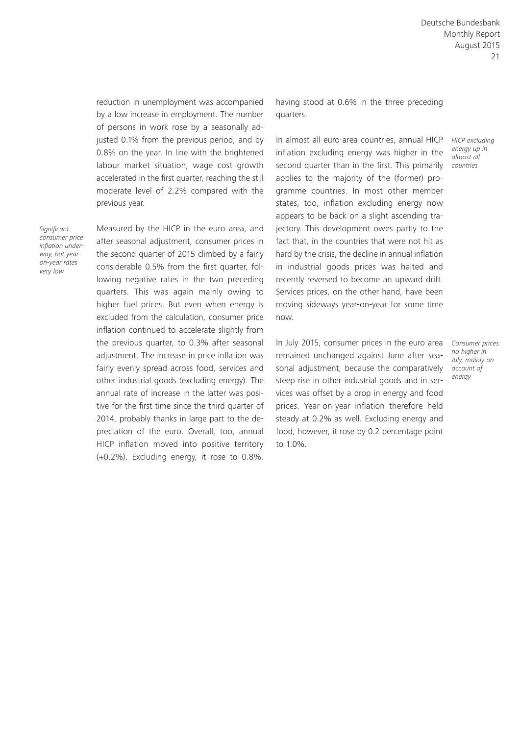reduction in unemployment was accompanied by a low increase in employment. The number of persons in work rose by a seasonally adjusted 0.1% from the previous period, and by 0.8% on the year. In line with the brightened labour market situation, wage cost growth accelerated in the first quarter, reaching the still moderate level of 2.2% compared with the previous year.

*Significant consumer price inflation underway, but year-on-year rates very low*

Measured by the HICP in the euro area, and after seasonal adjustment, consumer prices in the second quarter of 2015 climbed by a fairly considerable 0.5% from the first quarter, following negative rates in the two preceding quarters. This was again mainly owing to higher fuel prices. But even when energy is excluded from the calculation, consumer price inflation continued to accelerate slightly from the previous quarter, to 0.3% after seasonal adjustment. The increase in price inflation was fairly evenly spread across food, services and other industrial goods (excluding energy). The annual rate of increase in the latter was positive for the first time since the third quarter of 2014, probably thanks in large part to the depreciation of the euro. Overall, too, annual HICP inflation moved into positive territory (+0.2%). Excluding energy, it rose to 0.8%, having stood at 0.6% in the three preceding quarters.

*HICP excluding energy up in almost all countries*

In almost all euro-area countries, annual HICP inflation excluding energy was higher in the second quarter than in the first. This primarily applies to the majority of the (former) programme countries. In most other member states, too, inflation excluding energy now appears to be back on a slight ascending trajectory. This development owes partly to the fact that, in the countries that were not hit as hard by the crisis, the decline in annual inflation in industrial goods prices was halted and recently reversed to become an upward drift. Services prices, on the other hand, have been moving sideways year-on-year for some time now.

*Consumer prices no higher in July, mainly on account of energy*

In July 2015, consumer prices in the euro area remained unchanged against June after seasonal adjustment, because the comparatively steep rise in other industrial goods and in services was offset by a drop in energy and food prices. Year-on-year inflation therefore held steady at 0.2% as well. Excluding energy and food, however, it rose by 0.2 percentage point to 1.0%.